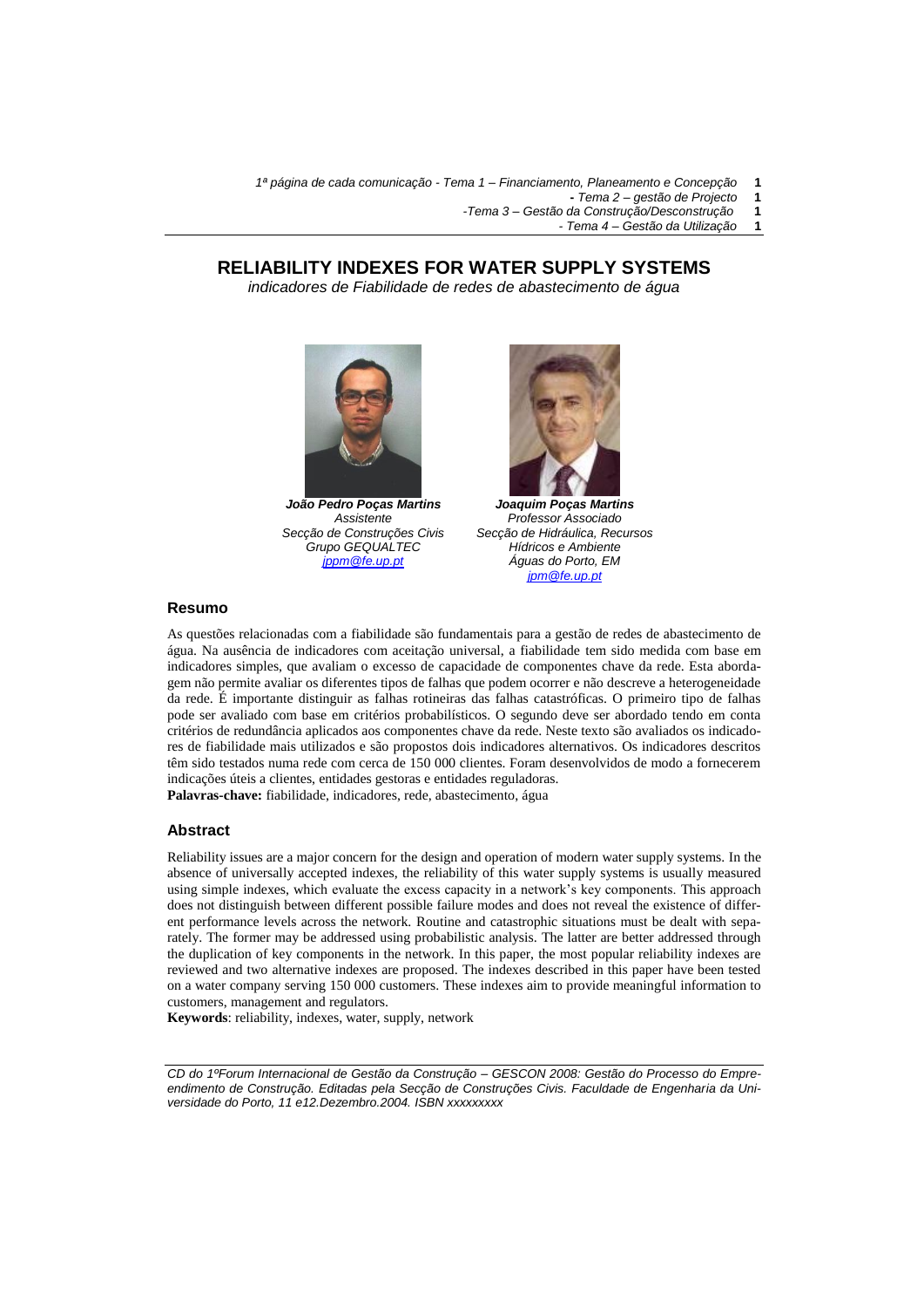# RELIABILITY INDEXES FOR WATER SUPPLY SYSTEMS

*indicadores de Fiabilidade de redes de abastecimento de água*

**João Pedro Poças Martins**
*Assistente*
*Secção de Construções Civis*
*Grupo GEQUALTEC*
*jppm@fe.up.pt*

**Joaquim Poças Martins**
*Professor Associado*
*Secção de Hidráulica, Recursos Hídricos e Ambiente*
*Águas do Porto, EM*
*jpm@fe.up.pt*

## Resumo

As questões relacionadas com a fiabilidade são fundamentais para a gestão de redes de abastecimento de água. Na ausência de indicadores com aceitação universal, a fiabilidade tem sido medida com base em indicadores simples, que avaliam o excesso de capacidade de componentes chave da rede. Esta abordagem não permite avaliar os diferentes tipos de falhas que podem ocorrer e não descreve a heterogeneidade da rede. É importante distinguir as falhas rotineiras das falhas catastróficas. O primeiro tipo de falhas pode ser avaliado com base em critérios probabilísticos. O segundo deve ser abordado tendo em conta critérios de redundância aplicados aos componentes chave da rede. Neste texto são avaliados os indicadores de fiabilidade mais utilizados e são propostos dois indicadores alternativos. Os indicadores descritos têm sido testados numa rede com cerca de 150 000 clientes. Foram desenvolvidos de modo a fornecerem indicações úteis a clientes, entidades gestoras e entidades reguladoras.

**Palavras-chave:** fiabilidade, indicadores, rede, abastecimento, água

## Abstract

Reliability issues are a major concern for the design and operation of modern water supply systems. In the absence of universally accepted indexes, the reliability of this water supply systems is usually measured using simple indexes, which evaluate the excess capacity in a network's key components. This approach does not distinguish between different possible failure modes and does not reveal the existence of different performance levels across the network. Routine and catastrophic situations must be dealt with separately. The former may be addressed using probabilistic analysis. The latter are better addressed through the duplication of key components in the network. In this paper, the most popular reliability indexes are reviewed and two alternative indexes are proposed. The indexes described in this paper have been tested on a water company serving 150 000 customers. These indexes aim to provide meaningful information to customers, management and regulators.

**Keywords**: reliability, indexes, water, supply, network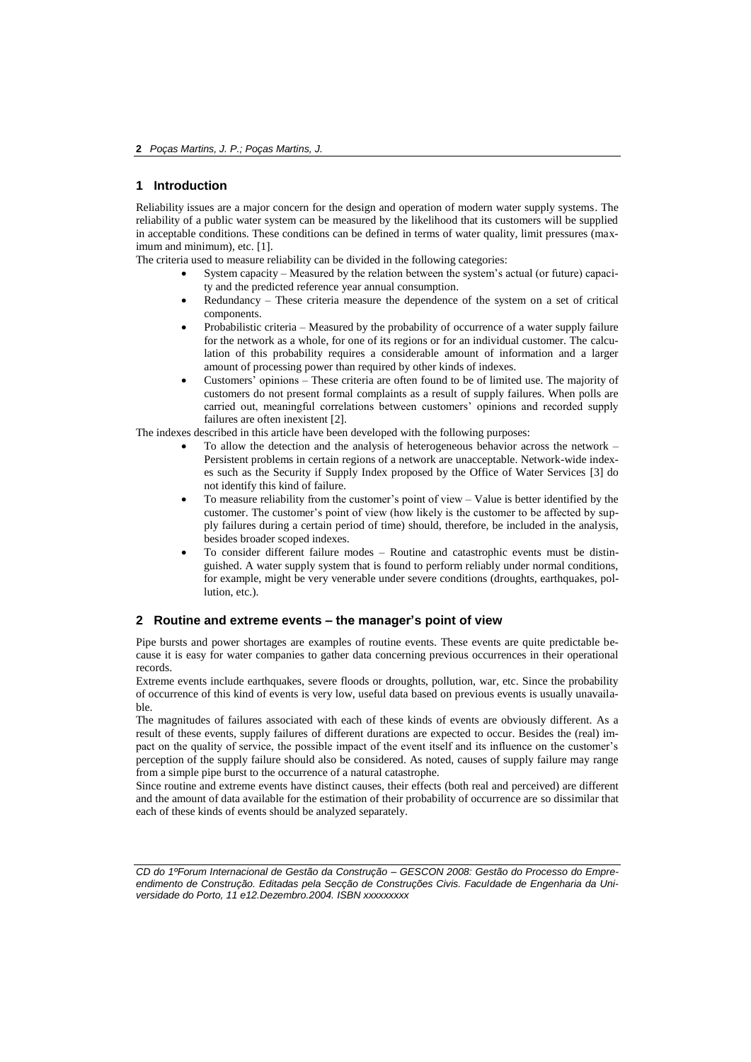## 1 Introduction

Reliability issues are a major concern for the design and operation of modern water supply systems. The reliability of a public water system can be measured by the likelihood that its customers will be supplied in acceptable conditions. These conditions can be defined in terms of water quality, limit pressures (maximum and minimum), etc. [1].

The criteria used to measure reliability can be divided in the following categories:

- System capacity – Measured by the relation between the system's actual (or future) capacity and the predicted reference year annual consumption.
- Redundancy – These criteria measure the dependence of the system on a set of critical components.
- Probabilistic criteria – Measured by the probability of occurrence of a water supply failure for the network as a whole, for one of its regions or for an individual customer. The calculation of this probability requires a considerable amount of information and a larger amount of processing power than required by other kinds of indexes.
- Customers' opinions – These criteria are often found to be of limited use. The majority of customers do not present formal complaints as a result of supply failures. When polls are carried out, meaningful correlations between customers' opinions and recorded supply failures are often inexistent [2].

The indexes described in this article have been developed with the following purposes:

- To allow the detection and the analysis of heterogeneous behavior across the network – Persistent problems in certain regions of a network are unacceptable. Network-wide indexes such as the Security if Supply Index proposed by the Office of Water Services [3] do not identify this kind of failure.
- To measure reliability from the customer's point of view – Value is better identified by the customer. The customer's point of view (how likely is the customer to be affected by supply failures during a certain period of time) should, therefore, be included in the analysis, besides broader scoped indexes.
- To consider different failure modes – Routine and catastrophic events must be distinguished. A water supply system that is found to perform reliably under normal conditions, for example, might be very venerable under severe conditions (droughts, earthquakes, pollution, etc.).

## 2 Routine and extreme events – the manager's point of view

Pipe bursts and power shortages are examples of routine events. These events are quite predictable because it is easy for water companies to gather data concerning previous occurrences in their operational records.

Extreme events include earthquakes, severe floods or droughts, pollution, war, etc. Since the probability of occurrence of this kind of events is very low, useful data based on previous events is usually unavailable.

The magnitudes of failures associated with each of these kinds of events are obviously different. As a result of these events, supply failures of different durations are expected to occur. Besides the (real) impact on the quality of service, the possible impact of the event itself and its influence on the customer's perception of the supply failure should also be considered. As noted, causes of supply failure may range from a simple pipe burst to the occurrence of a natural catastrophe.

Since routine and extreme events have distinct causes, their effects (both real and perceived) are different and the amount of data available for the estimation of their probability of occurrence are so dissimilar that each of these kinds of events should be analyzed separately.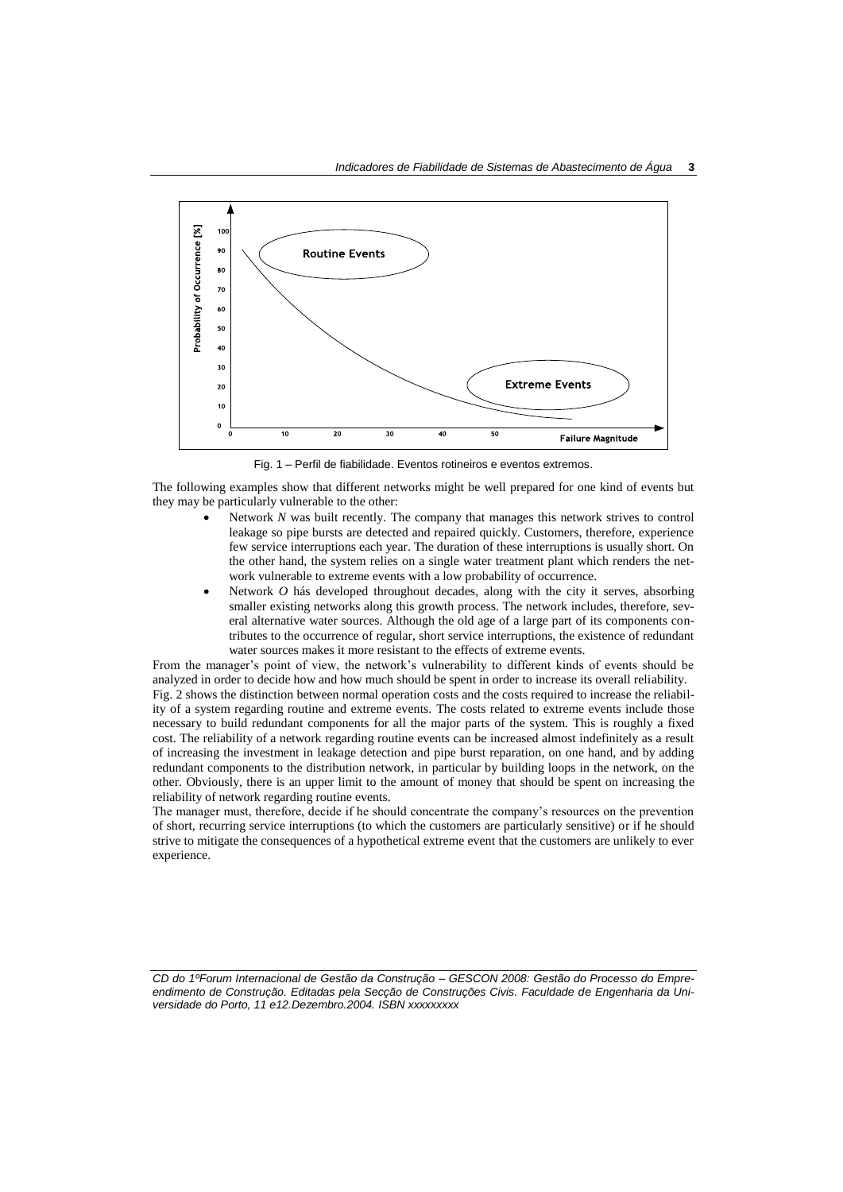Probability of Occurrence [%]

100
90
80
70
60
50
40
30
20
10
0

0
10
20
30
40
50

Failure Magnitude

Routine Events

Extreme Events

Fig. 1 – Perfil de fiabilidade. Eventos rotineiros e eventos extremos.

The following examples show that different networks might be well prepared for one kind of events but they may be particularly vulnerable to the other:

- Network *N* was built recently. The company that manages this network strives to control leakage so pipe bursts are detected and repaired quickly. Customers, therefore, experience few service interruptions each year. The duration of these interruptions is usually short. On the other hand, the system relies on a single water treatment plant which renders the network vulnerable to extreme events with a low probability of occurrence.
- Network *O* hás developed throughout decades, along with the city it serves, absorbing smaller existing networks along this growth process. The network includes, therefore, several alternative water sources. Although the old age of a large part of its components contributes to the occurrence of regular, short service interruptions, the existence of redundant water sources makes it more resistant to the effects of extreme events.

From the manager's point of view, the network's vulnerability to different kinds of events should be analyzed in order to decide how and how much should be spent in order to increase its overall reliability.

Fig. 2 shows the distinction between normal operation costs and the costs required to increase the reliability of a system regarding routine and extreme events. The costs related to extreme events include those necessary to build redundant components for all the major parts of the system. This is roughly a fixed cost. The reliability of a network regarding routine events can be increased almost indefinitely as a result of increasing the investment in leakage detection and pipe burst reparation, on one hand, and by adding redundant components to the distribution network, in particular by building loops in the network, on the other. Obviously, there is an upper limit to the amount of money that should be spent on increasing the reliability of network regarding routine events.

The manager must, therefore, decide if he should concentrate the company's resources on the prevention of short, recurring service interruptions (to which the customers are particularly sensitive) or if he should strive to mitigate the consequences of a hypothetical extreme event that the customers are unlikely to ever experience.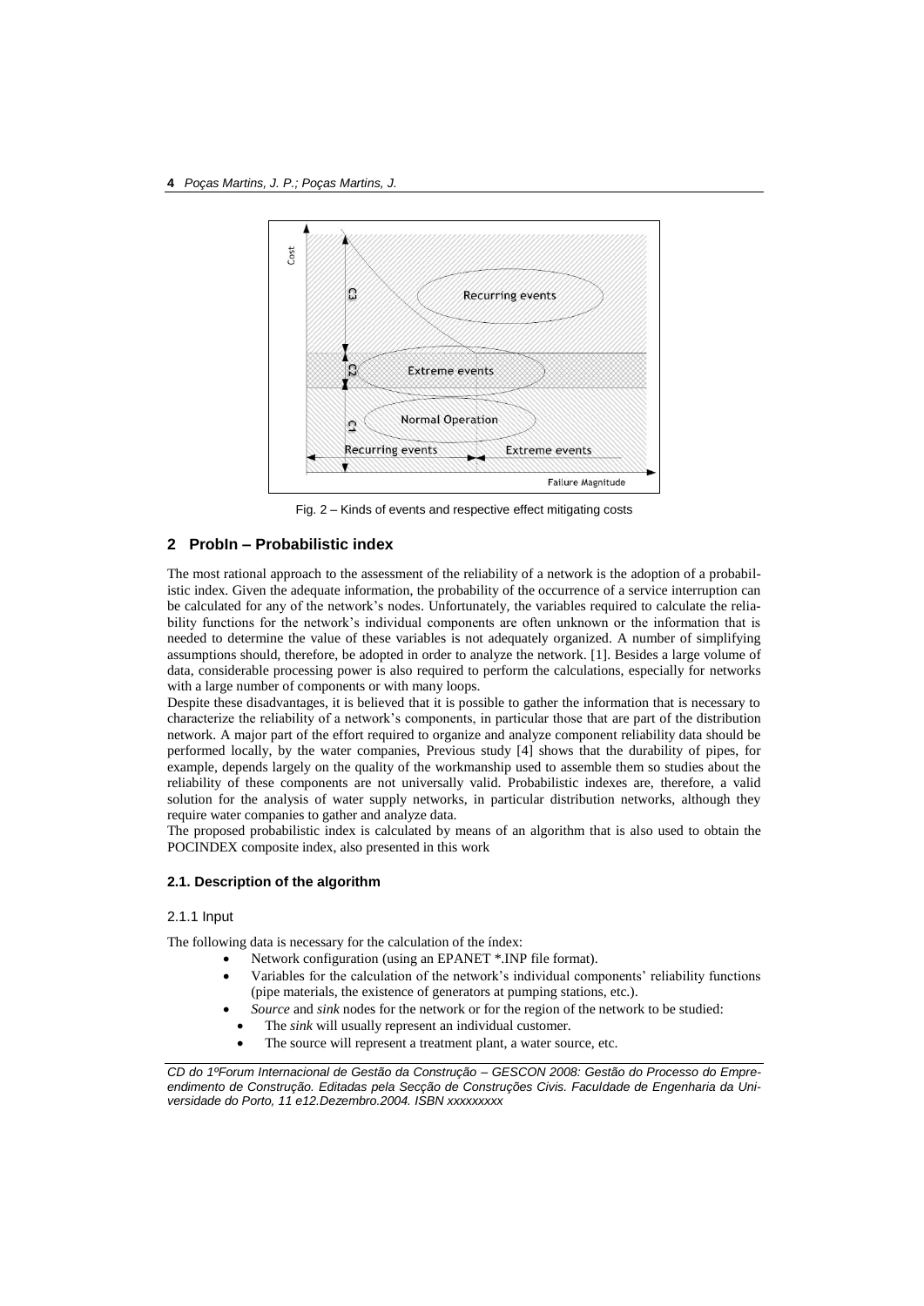Cost

C3

Recurring events

C2

Extreme events

C1

Normal Operation

Recurring events

Extreme events

Failure Magnitude

Fig. 2 – Kinds of events and respective effect mitigating costs

## 2 ProbIn – Probabilistic index

The most rational approach to the assessment of the reliability of a network is the adoption of a probabilistic index. Given the adequate information, the probability of the occurrence of a service interruption can be calculated for any of the network's nodes. Unfortunately, the variables required to calculate the reliability functions for the network's individual components are often unknown or the information that is needed to determine the value of these variables is not adequately organized. A number of simplifying assumptions should, therefore, be adopted in order to analyze the network. [1]. Besides a large volume of data, considerable processing power is also required to perform the calculations, especially for networks with a large number of components or with many loops.

Despite these disadvantages, it is believed that it is possible to gather the information that is necessary to characterize the reliability of a network's components, in particular those that are part of the distribution network. A major part of the effort required to organize and analyze component reliability data should be performed locally, by the water companies, Previous study [4] shows that the durability of pipes, for example, depends largely on the quality of the workmanship used to assemble them so studies about the reliability of these components are not universally valid. Probabilistic indexes are, therefore, a valid solution for the analysis of water supply networks, in particular distribution networks, although they require water companies to gather and analyze data.

The proposed probabilistic index is calculated by means of an algorithm that is also used to obtain the POCINDEX composite index, also presented in this work

### 2.1. Description of the algorithm

#### 2.1.1 Input

The following data is necessary for the calculation of the índex:

- Network configuration (using an EPANET *.INP file format).
- Variables for the calculation of the network's individual components' reliability functions (pipe materials, the existence of generators at pumping stations, etc.).
- *Source* and *sink* nodes for the network or for the region of the network to be studied:
  - The *sink* will usually represent an individual customer.
  - The source will represent a treatment plant, a water source, etc.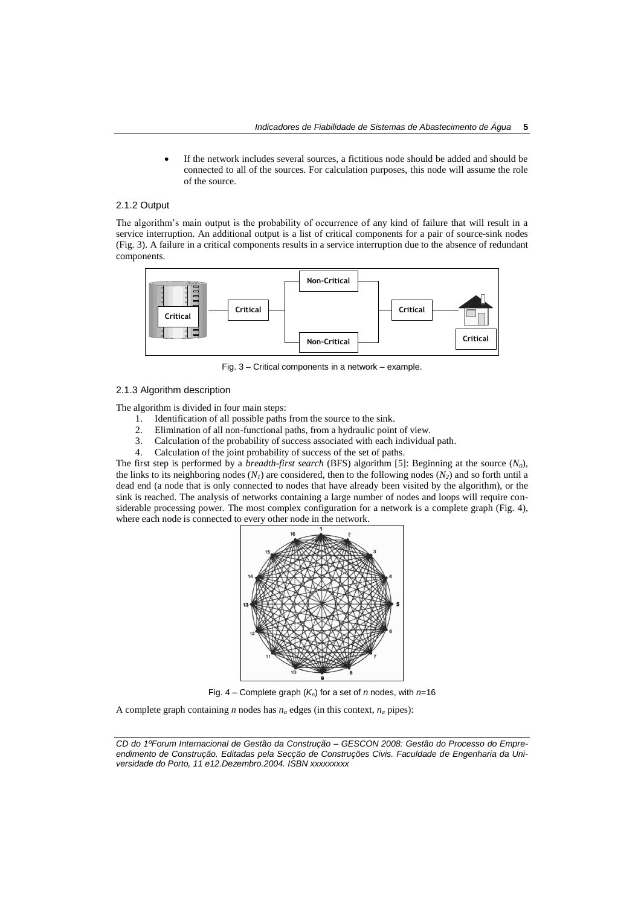- If the network includes several sources, a fictitious node should be added and should be connected to all of the sources. For calculation purposes, this node will assume the role of the source.

### 2.1.2 Output

The algorithm's main output is the probability of occurrence of any kind of failure that will result in a service interruption. An additional output is a list of critical components for a pair of source-sink nodes (Fig. 3). A failure in a critical components results in a service interruption due to the absence of redundant components.

Fig. 3 – Critical components in a network – example.

### 2.1.3 Algorithm description

The algorithm is divided in four main steps:

1. Identification of all possible paths from the source to the sink.
2. Elimination of all non-functional paths, from a hydraulic point of view.
3. Calculation of the probability of success associated with each individual path.
4. Calculation of the joint probability of success of the set of paths.

The first step is performed by a *breadth-first search* (BFS) algorithm [5]: Beginning at the source ($N_0$), the links to its neighboring nodes ($N_1$) are considered, then to the following nodes ($N_2$) and so forth until a dead end (a node that is only connected to nodes that have already been visited by the algorithm), or the sink is reached. The analysis of networks containing a large number of nodes and loops will require considerable processing power. The most complex configuration for a network is a complete graph (Fig. 4), where each node is connected to every other node in the network.

Fig. 4 – Complete graph ($K_n$) for a set of $n$ nodes, with $n$=16

A complete graph containing $n$ nodes has $n_a$ edges (in this context, $n_a$ pipes):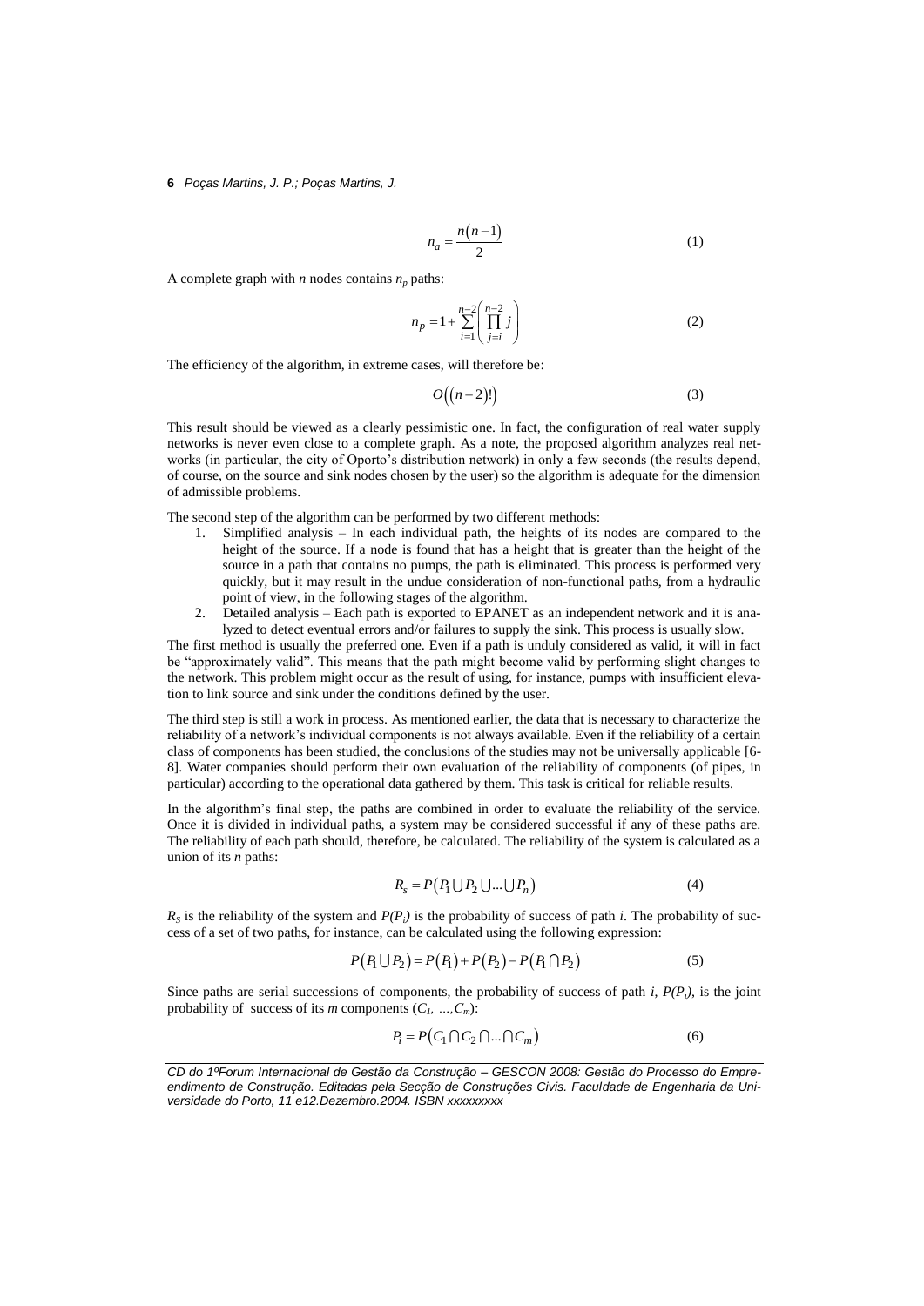$$n_a = \frac{n(n-1)}{2} \tag{1}$$

A complete graph with $n$ nodes contains $n_p$ paths:

$$n_p = 1 + \sum_{i=1}^{n-2} \left( \prod_{j=i}^{n-2} j \right) \tag{2}$$

The efficiency of the algorithm, in extreme cases, will therefore be:

$$O\big((n-2)!\big) \tag{3}$$

This result should be viewed as a clearly pessimistic one. In fact, the configuration of real water supply networks is never even close to a complete graph. As a note, the proposed algorithm analyzes real networks (in particular, the city of Oporto's distribution network) in only a few seconds (the results depend, of course, on the source and sink nodes chosen by the user) so the algorithm is adequate for the dimension of admissible problems.

The second step of the algorithm can be performed by two different methods:

1. Simplified analysis – In each individual path, the heights of its nodes are compared to the height of the source. If a node is found that has a height that is greater than the height of the source in a path that contains no pumps, the path is eliminated. This process is performed very quickly, but it may result in the undue consideration of non-functional paths, from a hydraulic point of view, in the following stages of the algorithm.
2. Detailed analysis – Each path is exported to EPANET as an independent network and it is analyzed to detect eventual errors and/or failures to supply the sink. This process is usually slow.

The first method is usually the preferred one. Even if a path is unduly considered as valid, it will in fact be "approximately valid". This means that the path might become valid by performing slight changes to the network. This problem might occur as the result of using, for instance, pumps with insufficient elevation to link source and sink under the conditions defined by the user.

The third step is still a work in process. As mentioned earlier, the data that is necessary to characterize the reliability of a network's individual components is not always available. Even if the reliability of a certain class of components has been studied, the conclusions of the studies may not be universally applicable [6-8]. Water companies should perform their own evaluation of the reliability of components (of pipes, in particular) according to the operational data gathered by them. This task is critical for reliable results.

In the algorithm's final step, the paths are combined in order to evaluate the reliability of the service. Once it is divided in individual paths, a system may be considered successful if any of these paths are. The reliability of each path should, therefore, be calculated. The reliability of the system is calculated as a union of its $n$ paths:

$$R_s = P\left(P_1 \cup P_2 \cup ... \cup P_n\right) \tag{4}$$

$R_S$ is the reliability of the system and $P(P_i)$ is the probability of success of path $i$. The probability of success of a set of two paths, for instance, can be calculated using the following expression:

$$P\left(P_1 \cup P_2\right) = P\left(P_1\right) + P\left(P_2\right) - P\left(P_1 \cap P_2\right) \tag{5}$$

Since paths are serial successions of components, the probability of success of path $i$, $P(P_i)$, is the joint probability of success of its $m$ components ($C_1, ..., C_m$):

$$P_i = P\left(C_1 \cap C_2 \cap ... \cap C_m\right) \tag{6}$$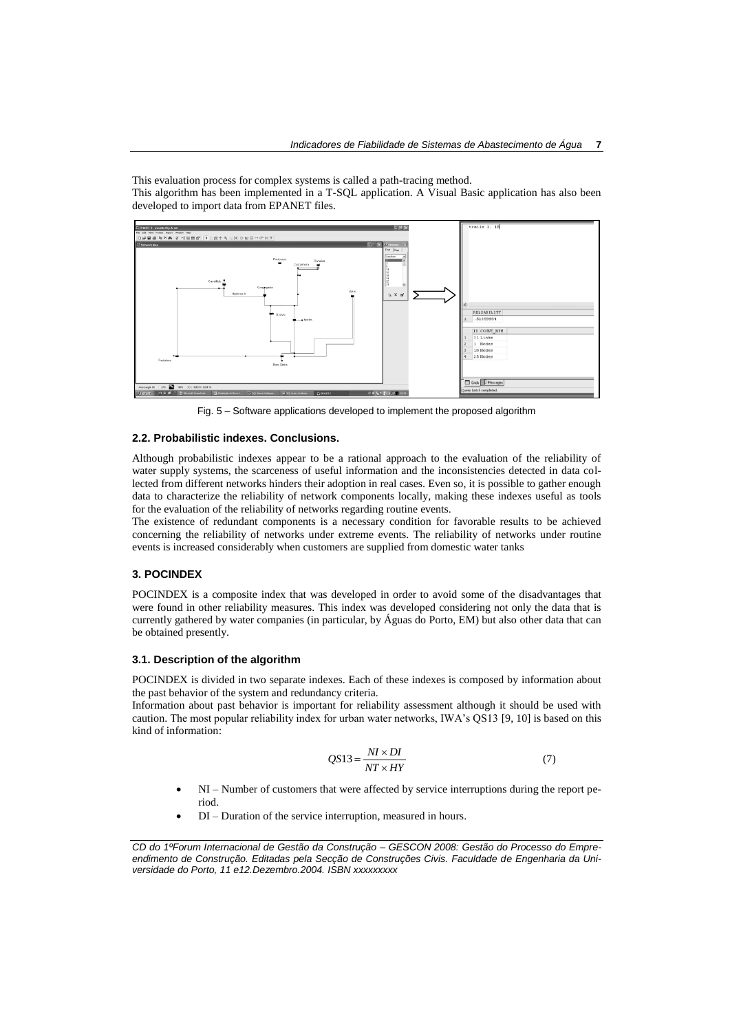This evaluation process for complex systems is called a path-tracing method.
This algorithm has been implemented in a T-SQL application. A Visual Basic application has also been developed to import data from EPANET files.

Fig. 5 – Software applications developed to implement the proposed algorithm

### 2.2. Probabilistic indexes. Conclusions.

Although probabilistic indexes appear to be a rational approach to the evaluation of the reliability of water supply systems, the scarceness of useful information and the inconsistencies detected in data collected from different networks hinders their adoption in real cases. Even so, it is possible to gather enough data to characterize the reliability of network components locally, making these indexes useful as tools for the evaluation of the reliability of networks regarding routine events.

The existence of redundant components is a necessary condition for favorable results to be achieved concerning the reliability of networks under extreme events. The reliability of networks under routine events is increased considerably when customers are supplied from domestic water tanks

## 3. POCINDEX

POCINDEX is a composite index that was developed in order to avoid some of the disadvantages that were found in other reliability measures. This index was developed considering not only the data that is currently gathered by water companies (in particular, by Águas do Porto, EM) but also other data that can be obtained presently.

### 3.1. Description of the algorithm

POCINDEX is divided in two separate indexes. Each of these indexes is composed by information about the past behavior of the system and redundancy criteria.

Information about past behavior is important for reliability assessment although it should be used with caution. The most popular reliability index for urban water networks, IWA's QS13 [9, 10] is based on this kind of information:

$$QS13 = \frac{NI \times DI}{NT \times HY} \quad (7)$$

- NI – Number of customers that were affected by service interruptions during the report period.
- DI – Duration of the service interruption, measured in hours.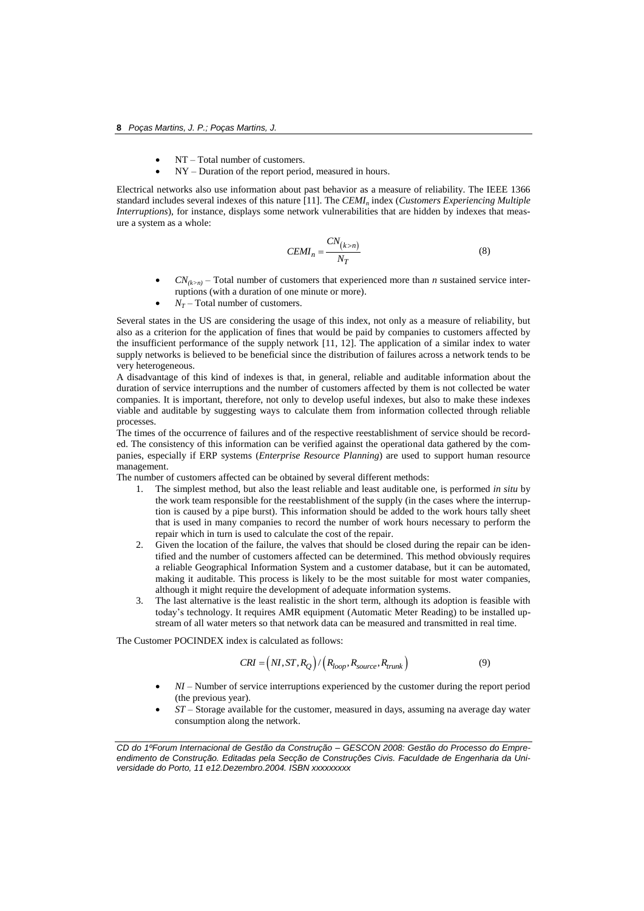- NT – Total number of customers.
- NY – Duration of the report period, measured in hours.

Electrical networks also use information about past behavior as a measure of reliability. The IEEE 1366 standard includes several indexes of this nature [11]. The $CEMI_n$ index (*Customers Experiencing Multiple Interruptions*), for instance, displays some network vulnerabilities that are hidden by indexes that measure a system as a whole:

$$CEMI_n = \frac{CN_{(k>n)}}{N_T} \tag{8}$$

- $CN_{(k>n)}$ – Total number of customers that experienced more than *n* sustained service interruptions (with a duration of one minute or more).
- $N_T$ – Total number of customers.

Several states in the US are considering the usage of this index, not only as a measure of reliability, but also as a criterion for the application of fines that would be paid by companies to customers affected by the insufficient performance of the supply network [11, 12]. The application of a similar index to water supply networks is believed to be beneficial since the distribution of failures across a network tends to be very heterogeneous.

A disadvantage of this kind of indexes is that, in general, reliable and auditable information about the duration of service interruptions and the number of customers affected by them is not collected be water companies. It is important, therefore, not only to develop useful indexes, but also to make these indexes viable and auditable by suggesting ways to calculate them from information collected through reliable processes.

The times of the occurrence of failures and of the respective reestablishment of service should be recorded. The consistency of this information can be verified against the operational data gathered by the companies, especially if ERP systems (*Enterprise Resource Planning*) are used to support human resource management.

The number of customers affected can be obtained by several different methods:

1. The simplest method, but also the least reliable and least auditable one, is performed *in situ* by the work team responsible for the reestablishment of the supply (in the cases where the interruption is caused by a pipe burst). This information should be added to the work hours tally sheet that is used in many companies to record the number of work hours necessary to perform the repair which in turn is used to calculate the cost of the repair.
2. Given the location of the failure, the valves that should be closed during the repair can be identified and the number of customers affected can be determined. This method obviously requires a reliable Geographical Information System and a customer database, but it can be automated, making it auditable. This process is likely to be the most suitable for most water companies, although it might require the development of adequate information systems.
3. The last alternative is the least realistic in the short term, although its adoption is feasible with today's technology. It requires AMR equipment (Automatic Meter Reading) to be installed upstream of all water meters so that network data can be measured and transmitted in real time.

The Customer POCINDEX index is calculated as follows:

$$CRI = \left(NI, ST, R_Q\right) / \left(R_{loop}, R_{source}, R_{trunk}\right) \tag{9}$$

- $NI$ – Number of service interruptions experienced by the customer during the report period (the previous year).
- $ST$ – Storage available for the customer, measured in days, assuming na average day water consumption along the network.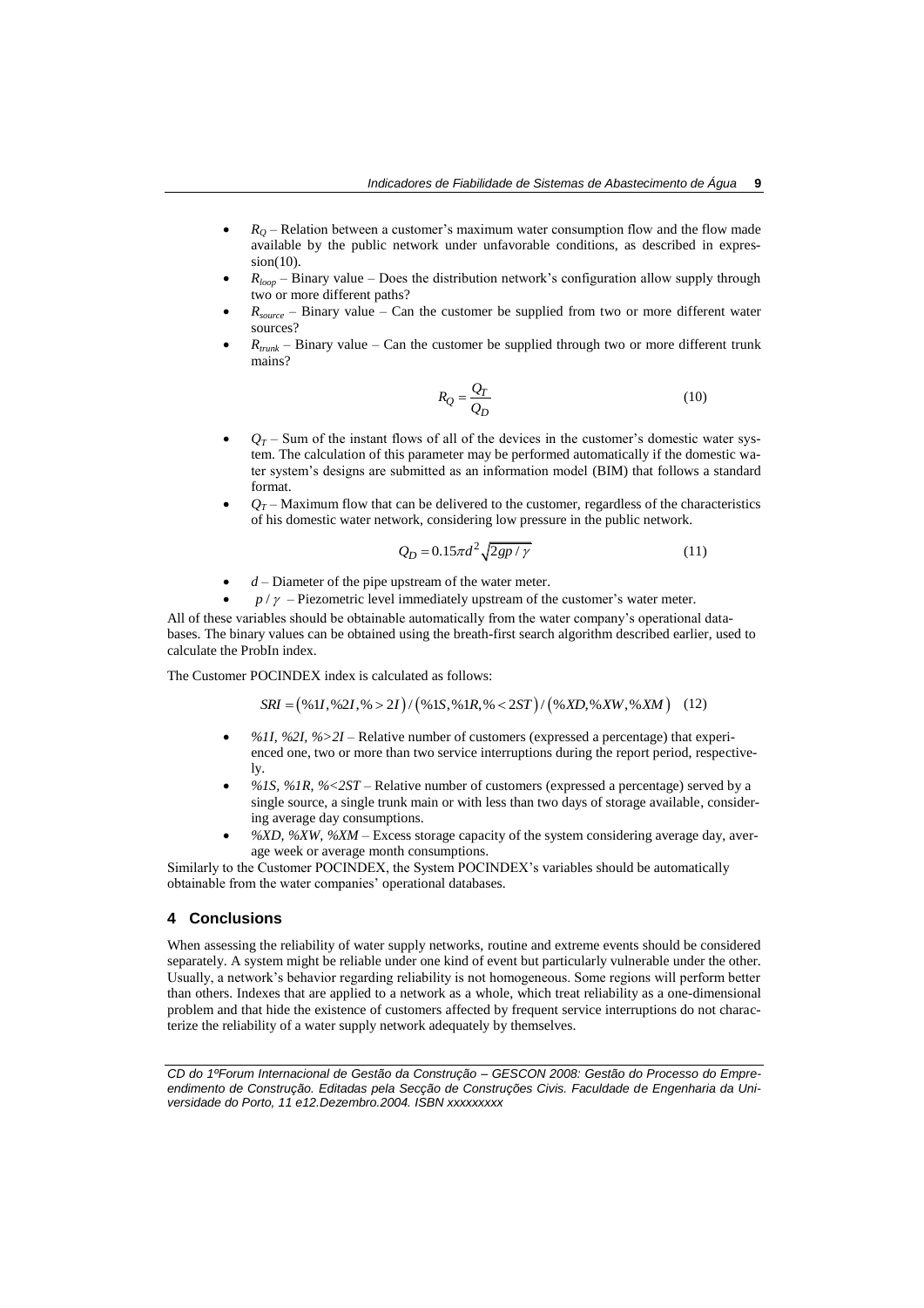- $R_Q$ – Relation between a customer's maximum water consumption flow and the flow made available by the public network under unfavorable conditions, as described in expression(10).
- $R_{loop}$ – Binary value – Does the distribution network's configuration allow supply through two or more different paths?
- $R_{source}$ – Binary value – Can the customer be supplied from two or more different water sources?
- $R_{trunk}$ – Binary value – Can the customer be supplied through two or more different trunk mains?

$$R_Q = \frac{Q_T}{Q_D} \tag{10}$$

- $Q_T$ – Sum of the instant flows of all of the devices in the customer's domestic water system. The calculation of this parameter may be performed automatically if the domestic water system's designs are submitted as an information model (BIM) that follows a standard format.
- $Q_T$ – Maximum flow that can be delivered to the customer, regardless of the characteristics of his domestic water network, considering low pressure in the public network.

$$Q_D = 0.15\pi d^2 \sqrt{2gp/\gamma} \tag{11}$$

- $d$ – Diameter of the pipe upstream of the water meter.
- $p/\gamma$ – Piezometric level immediately upstream of the customer's water meter.

All of these variables should be obtainable automatically from the water company's operational databases. The binary values can be obtained using the breath-first search algorithm described earlier, used to calculate the ProbIn index.

The Customer POCINDEX index is calculated as follows:

$$SRI = (\%1I, \%2I, \% > 2I) / (\%1S, \%1R, \% < 2ST) / (\%XD, \%XW, \%XM) \tag{12}$$

- *%1I, %2I, %>2I* – Relative number of customers (expressed a percentage) that experienced one, two or more than two service interruptions during the report period, respectively.
- *%1S, %1R, %<2ST* – Relative number of customers (expressed a percentage) served by a single source, a single trunk main or with less than two days of storage available, considering average day consumptions.
- *%XD, %XW, %XM* – Excess storage capacity of the system considering average day, average week or average month consumptions.

Similarly to the Customer POCINDEX, the System POCINDEX's variables should be automatically obtainable from the water companies' operational databases.

## 4 Conclusions

When assessing the reliability of water supply networks, routine and extreme events should be considered separately. A system might be reliable under one kind of event but particularly vulnerable under the other. Usually, a network's behavior regarding reliability is not homogeneous. Some regions will perform better than others. Indexes that are applied to a network as a whole, which treat reliability as a one-dimensional problem and that hide the existence of customers affected by frequent service interruptions do not characterize the reliability of a water supply network adequately by themselves.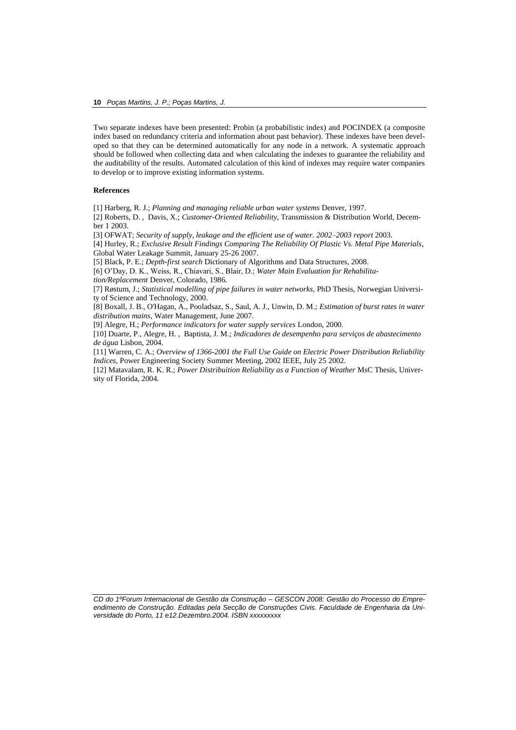Two separate indexes have been presented: Probin (a probabilistic index) and POCINDEX (a composite index based on redundancy criteria and information about past behavior). These indexes have been developed so that they can be determined automatically for any node in a network. A systematic approach should be followed when collecting data and when calculating the indexes to guarantee the reliability and the auditability of the results. Automated calculation of this kind of indexes may require water companies to develop or to improve existing information systems.

**References**

[1] Harberg, R. J.; *Planning and managing reliable urban water systems* Denver, 1997.

[2] Roberts, D. , Davis, X.; *Customer-Oriented Reliability*, Transmission & Distribution World, December 1 2003.

[3] OFWAT; *Security of supply, leakage and the efficient use of water. 2002–2003 report* 2003.

[4] Hurley, R.; *Exclusive Result Findings Comparing The Reliability Of Plastic Vs. Metal Pipe Materials*, Global Water Leakage Summit, January 25-26 2007.

[5] Black, P. E.; *Depth-first search* Dictionary of Algorithms and Data Structures, 2008.

[6] O'Day, D. K., Weiss, R., Chiavari, S., Blair, D.; *Water Main Evaluation for Rehabilitation/Replacement* Denver, Colorado, 1986.

[7] Røstum, J.; *Statistical modelling of pipe failures in water networks*, PhD Thesis, Norwegian University of Science and Technology, 2000.

[8] Boxall, J. B., O'Hagan, A., Pooladsaz, S., Saul, A. J., Unwin, D. M.; *Estimation of burst rates in water distribution mains*, Water Management, June 2007.

[9] Alegre, H.; *Performance indicators for water supply services* London, 2000.

[10] Duarte, P., Alegre, H. , Baptista, J. M.; *Indicadores de desempenho para serviços de abastecimento de água* Lisbon, 2004.

[11] Warren, C. A.; *Overview of 1366-2001 the Full Use Guide on Electric Power Distribution Reliability Indices*, Power Engineering Society Summer Meeting, 2002 IEEE, July 25 2002.

[12] Matavalam, R. K. R.; *Power Distribuition Reliability as a Function of Weather* MsC Thesis, University of Florida, 2004.